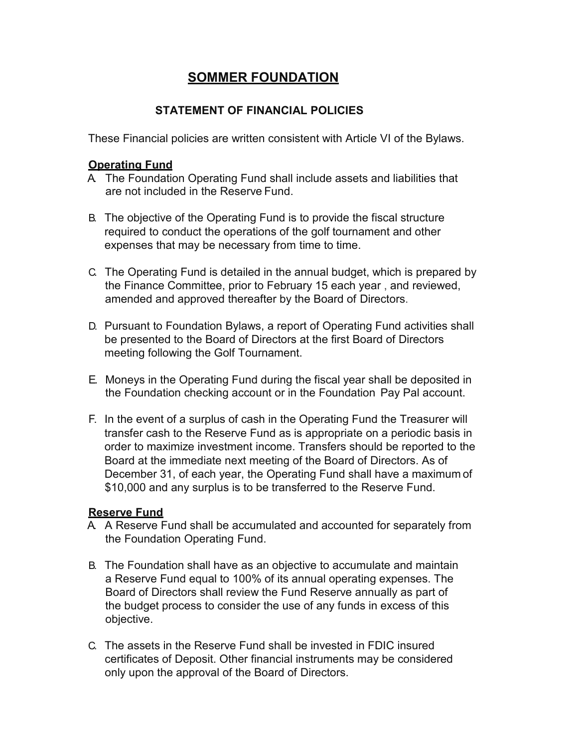# SOMMER FOUNDATION

## STATEMENT OF FINANCIAL POLICIES

These Financial policies are written consistent with Article VI of the Bylaws.

### Operating Fund

A. The Foundation Operating Fund shall include assets and liabilities that are not included in the Reserve Fund.

B. The objective of the Operating Fund is to provide the fiscal structure required to conduct the operations of the golf tournament and other expenses that may be necessary from time to time.

C. The Operating Fund is detailed in the annual budget, which is prepared by the Finance Committee, prior to February 15 each year , and reviewed, amended and approved thereafter by the Board of Directors.

D. Pursuant to Foundation Bylaws, a report of Operating Fund activities shall be presented to the Board of Directors at the first Board of Directors meeting following the Golf Tournament.

E. Moneys in the Operating Fund during the fiscal year shall be deposited in the Foundation checking account or in the Foundation Pay Pal account.

F. In the event of a surplus of cash in the Operating Fund the Treasurer will transfer cash to the Reserve Fund as is appropriate on a periodic basis in order to maximize investment income. Transfers should be reported to the Board at the immediate next meeting of the Board of Directors. As of December 31, of each year, the Operating Fund shall have a maximum of $10,000 and any surplus is to be transferred to the Reserve Fund.

### Reserve Fund

A. A Reserve Fund shall be accumulated and accounted for separately from the Foundation Operating Fund.

B. The Foundation shall have as an objective to accumulate and maintain a Reserve Fund equal to 100% of its annual operating expenses. The Board of Directors shall review the Fund Reserve annually as part of the budget process to consider the use of any funds in excess of this objective.

C. The assets in the Reserve Fund shall be invested in FDIC insured certificates of Deposit. Other financial instruments may be considered only upon the approval of the Board of Directors.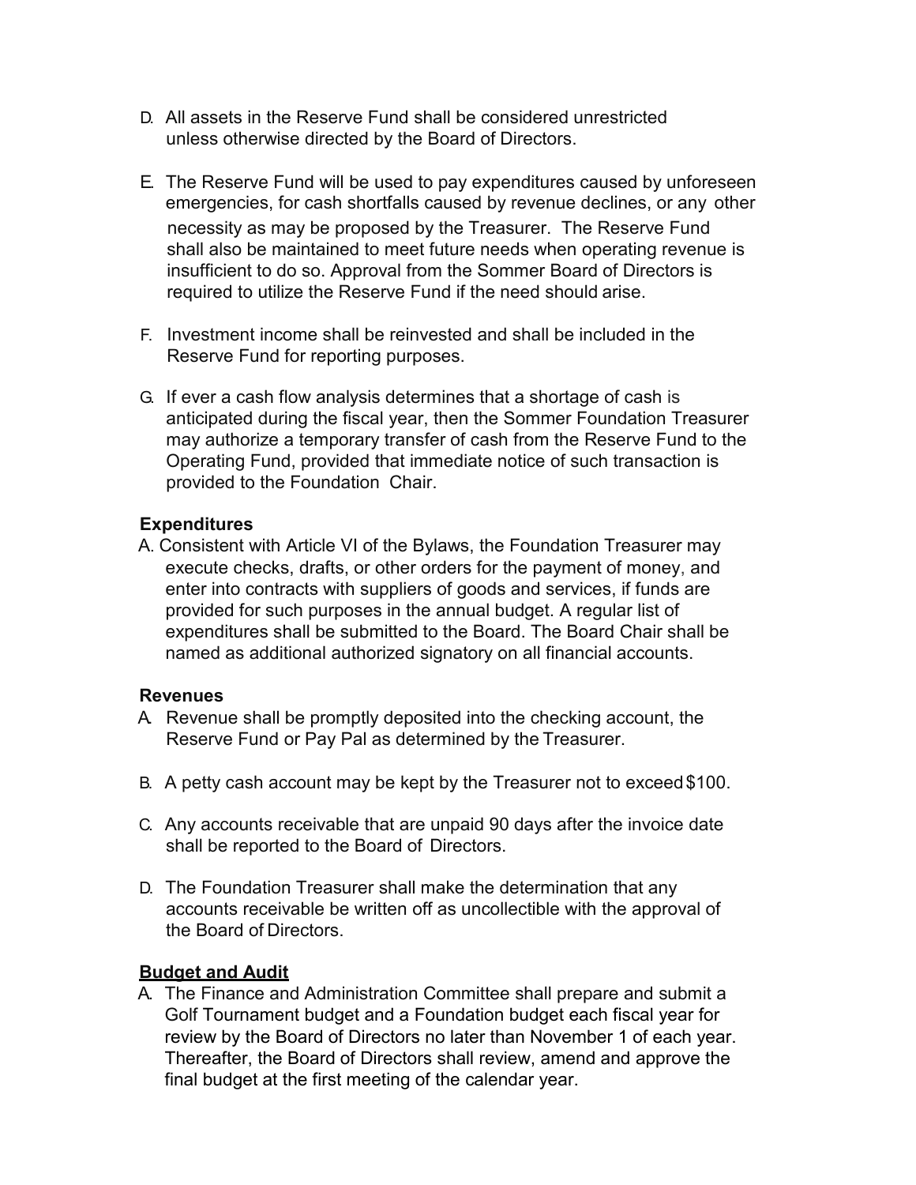D. All assets in the Reserve Fund shall be considered unrestricted unless otherwise directed by the Board of Directors.

E. The Reserve Fund will be used to pay expenditures caused by unforeseen emergencies, for cash shortfalls caused by revenue declines, or any other necessity as may be proposed by the Treasurer. The Reserve Fund shall also be maintained to meet future needs when operating revenue is insufficient to do so. Approval from the Sommer Board of Directors is required to utilize the Reserve Fund if the need should arise.

F. Investment income shall be reinvested and shall be included in the Reserve Fund for reporting purposes.

G. If ever a cash flow analysis determines that a shortage of cash is anticipated during the fiscal year, then the Sommer Foundation Treasurer may authorize a temporary transfer of cash from the Reserve Fund to the Operating Fund, provided that immediate notice of such transaction is provided to the Foundation Chair.

**Expenditures**

A. Consistent with Article VI of the Bylaws, the Foundation Treasurer may execute checks, drafts, or other orders for the payment of money, and enter into contracts with suppliers of goods and services, if funds are provided for such purposes in the annual budget. A regular list of expenditures shall be submitted to the Board. The Board Chair shall be named as additional authorized signatory on all financial accounts.

**Revenues**

A. Revenue shall be promptly deposited into the checking account, the Reserve Fund or Pay Pal as determined by the Treasurer.

B. A petty cash account may be kept by the Treasurer not to exceed $100.

C. Any accounts receivable that are unpaid 90 days after the invoice date shall be reported to the Board of Directors.

D. The Foundation Treasurer shall make the determination that any accounts receivable be written off as uncollectible with the approval of the Board of Directors.

**Budget and Audit**

A. The Finance and Administration Committee shall prepare and submit a Golf Tournament budget and a Foundation budget each fiscal year for review by the Board of Directors no later than November 1 of each year. Thereafter, the Board of Directors shall review, amend and approve the final budget at the first meeting of the calendar year.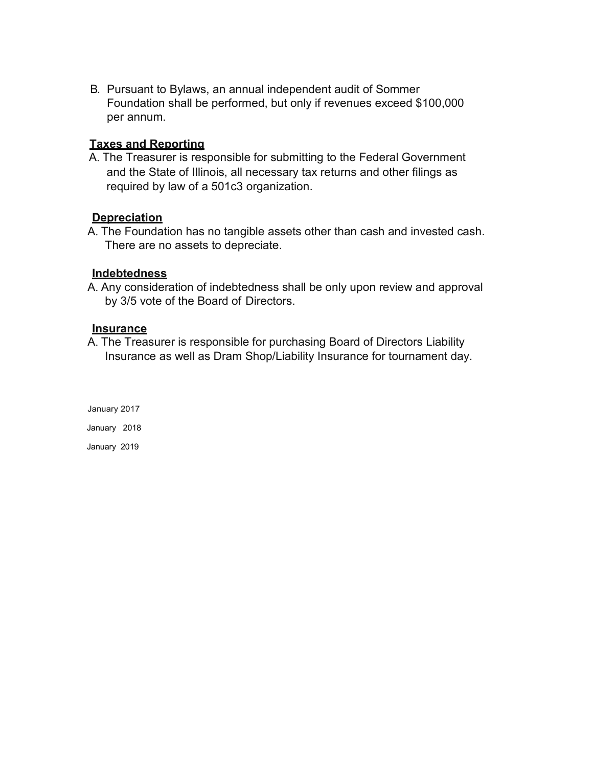B. Pursuant to Bylaws, an annual independent audit of Sommer Foundation shall be performed, but only if revenues exceed $100,000 per annum.

**Taxes and Reporting**

A. The Treasurer is responsible for submitting to the Federal Government and the State of Illinois, all necessary tax returns and other filings as required by law of a 501c3 organization.

**Depreciation**

A. The Foundation has no tangible assets other than cash and invested cash. There are no assets to depreciate.

**Indebtedness**

A. Any consideration of indebtedness shall be only upon review and approval by 3/5 vote of the Board of Directors.

**Insurance**

A. The Treasurer is responsible for purchasing Board of Directors Liability Insurance as well as Dram Shop/Liability Insurance for tournament day.

January 2017

January 2018

January 2019